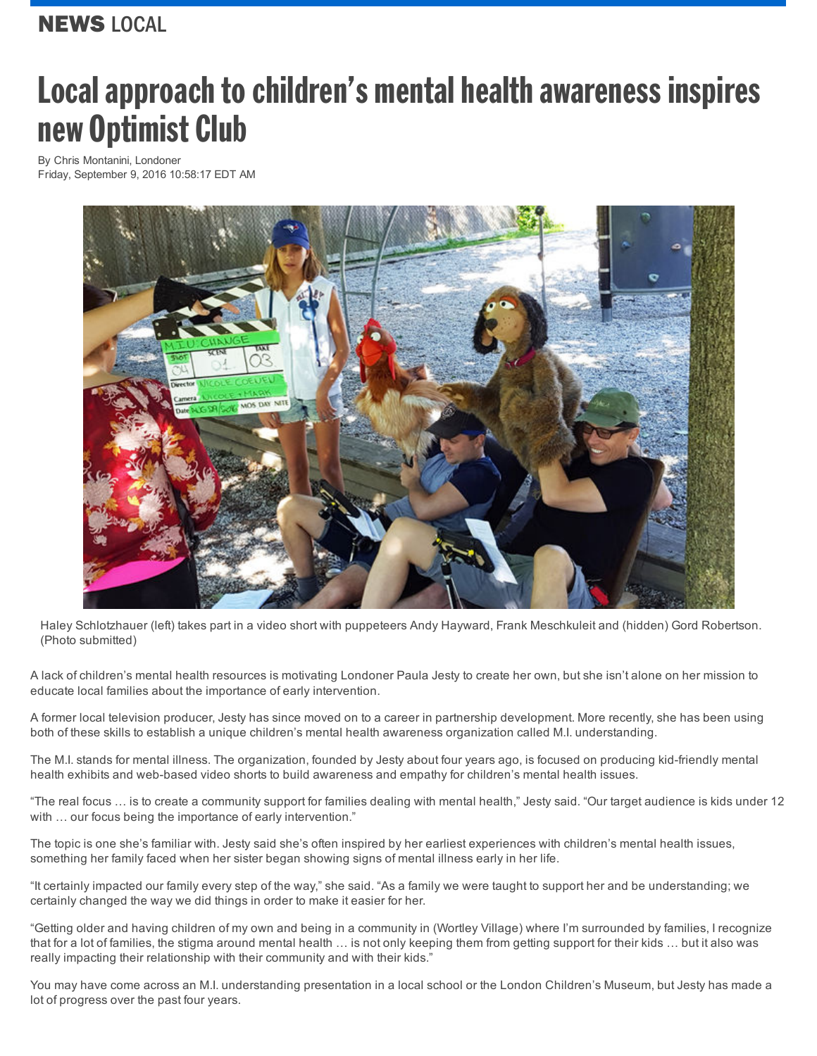NEWS LOCAL

# Local approach to children's mental health awareness inspires new Optimist Club

By Chris Montanini, Londoner
Friday, September 9, 2016 10:58:17 EDT AM

Haley Schlotzhauer (left) takes part in a video short with puppeteers Andy Hayward, Frank Meschkuleit and (hidden) Gord Robertson. (Photo submitted)

A lack of children's mental health resources is motivating Londoner Paula Jesty to create her own, but she isn't alone on her mission to educate local families about the importance of early intervention.

A former local television producer, Jesty has since moved on to a career in partnership development. More recently, she has been using both of these skills to establish a unique children's mental health awareness organization called M.I. understanding.

The M.I. stands for mental illness. The organization, founded by Jesty about four years ago, is focused on producing kid-friendly mental health exhibits and web-based video shorts to build awareness and empathy for children's mental health issues.

"The real focus … is to create a community support for families dealing with mental health," Jesty said. "Our target audience is kids under 12 with … our focus being the importance of early intervention."

The topic is one she's familiar with. Jesty said she's often inspired by her earliest experiences with children's mental health issues, something her family faced when her sister began showing signs of mental illness early in her life.

"It certainly impacted our family every step of the way," she said. "As a family we were taught to support her and be understanding; we certainly changed the way we did things in order to make it easier for her.

"Getting older and having children of my own and being in a community in (Wortley Village) where I'm surrounded by families, I recognize that for a lot of families, the stigma around mental health … is not only keeping them from getting support for their kids … but it also was really impacting their relationship with their community and with their kids."

You may have come across an M.I. understanding presentation in a local school or the London Children's Museum, but Jesty has made a lot of progress over the past four years.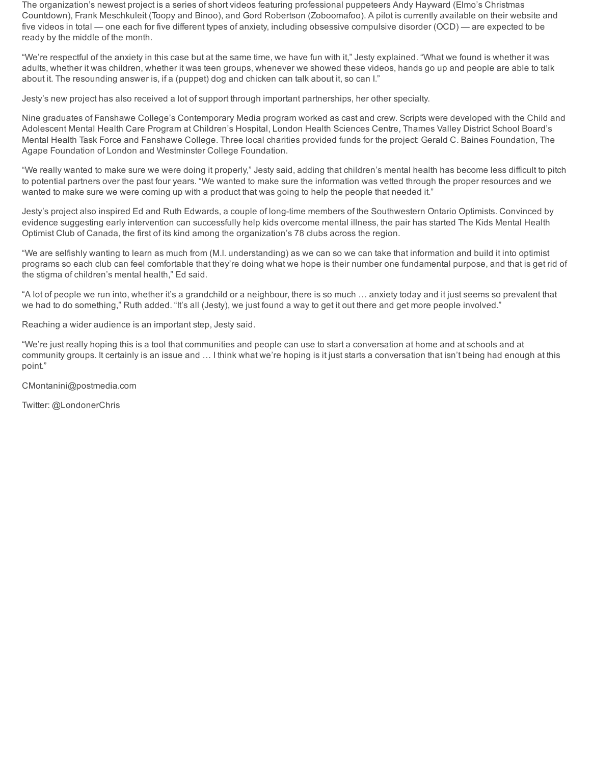The organization’s newest project is a series of short videos featuring professional puppeteers Andy Hayward (Elmo’s Christmas Countdown), Frank Meschkuleit (Toopy and Binoo), and Gord Robertson (Zoboomafoo). A pilot is currently available on their website and five videos in total — one each for five different types of anxiety, including obsessive compulsive disorder (OCD) — are expected to be ready by the middle of the month.

“We’re respectful of the anxiety in this case but at the same time, we have fun with it,” Jesty explained. “What we found is whether it was adults, whether it was children, whether it was teen groups, whenever we showed these videos, hands go up and people are able to talk about it. The resounding answer is, if a (puppet) dog and chicken can talk about it, so can I.”

Jesty’s new project has also received a lot of support through important partnerships, her other specialty.

Nine graduates of Fanshawe College’s Contemporary Media program worked as cast and crew. Scripts were developed with the Child and Adolescent Mental Health Care Program at Children’s Hospital, London Health Sciences Centre, Thames Valley District School Board’s Mental Health Task Force and Fanshawe College. Three local charities provided funds for the project: Gerald C. Baines Foundation, The Agape Foundation of London and Westminster College Foundation.

“We really wanted to make sure we were doing it properly,” Jesty said, adding that children’s mental health has become less difficult to pitch to potential partners over the past four years. “We wanted to make sure the information was vetted through the proper resources and we wanted to make sure we were coming up with a product that was going to help the people that needed it.”

Jesty’s project also inspired Ed and Ruth Edwards, a couple of long-time members of the Southwestern Ontario Optimists. Convinced by evidence suggesting early intervention can successfully help kids overcome mental illness, the pair has started The Kids Mental Health Optimist Club of Canada, the first of its kind among the organization’s 78 clubs across the region.

“We are selfishly wanting to learn as much from (M.I. understanding) as we can so we can take that information and build it into optimist programs so each club can feel comfortable that they’re doing what we hope is their number one fundamental purpose, and that is get rid of the stigma of children’s mental health,” Ed said.

“A lot of people we run into, whether it’s a grandchild or a neighbour, there is so much … anxiety today and it just seems so prevalent that we had to do something,” Ruth added. “It’s all (Jesty), we just found a way to get it out there and get more people involved.”

Reaching a wider audience is an important step, Jesty said.

“We’re just really hoping this is a tool that communities and people can use to start a conversation at home and at schools and at community groups. It certainly is an issue and … I think what we’re hoping is it just starts a conversation that isn’t being had enough at this point.”

CMontanini@postmedia.com

Twitter: @LondonerChris